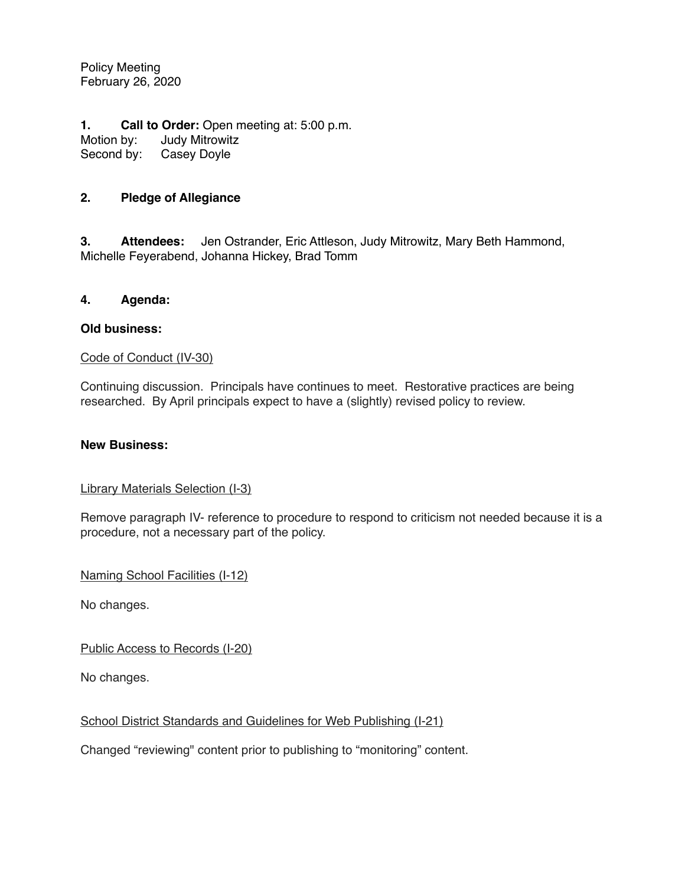Policy Meeting
February 26, 2020

**1. Call to Order:** Open meeting at: 5:00 p.m.
Motion by: Judy Mitrowitz
Second by: Casey Doyle

**2. Pledge of Allegiance**

**3. Attendees:** Jen Ostrander, Eric Attleson, Judy Mitrowitz, Mary Beth Hammond, Michelle Feyerabend, Johanna Hickey, Brad Tomm

**4. Agenda:**

**Old business:**

Code of Conduct (IV-30)

Continuing discussion. Principals have continues to meet. Restorative practices are being researched. By April principals expect to have a (slightly) revised policy to review.

**New Business:**

Library Materials Selection (I-3)

Remove paragraph IV- reference to procedure to respond to criticism not needed because it is a procedure, not a necessary part of the policy.

Naming School Facilities (I-12)

No changes.

Public Access to Records (I-20)

No changes.

School District Standards and Guidelines for Web Publishing (I-21)

Changed "reviewing" content prior to publishing to "monitoring" content.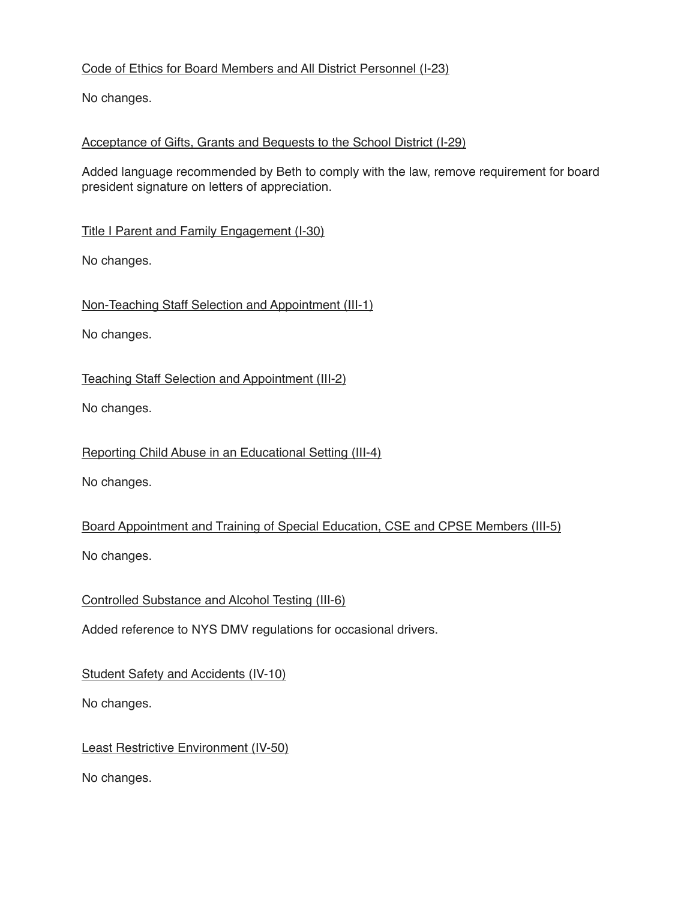<u>Code of Ethics for Board Members and All District Personnel (I-23)</u>

No changes.

<u>Acceptance of Gifts, Grants and Bequests to the School District (I-29)</u>

Added language recommended by Beth to comply with the law, remove requirement for board president signature on letters of appreciation.

<u>Title I Parent and Family Engagement (I-30)</u>

No changes.

<u>Non-Teaching Staff Selection and Appointment (III-1)</u>

No changes.

<u>Teaching Staff Selection and Appointment (III-2)</u>

No changes.

<u>Reporting Child Abuse in an Educational Setting (III-4)</u>

No changes.

<u>Board Appointment and Training of Special Education, CSE and CPSE Members (III-5)</u>

No changes.

<u>Controlled Substance and Alcohol Testing (III-6)</u>

Added reference to NYS DMV regulations for occasional drivers.

<u>Student Safety and Accidents (IV-10)</u>

No changes.

<u>Least Restrictive Environment (IV-50)</u>

No changes.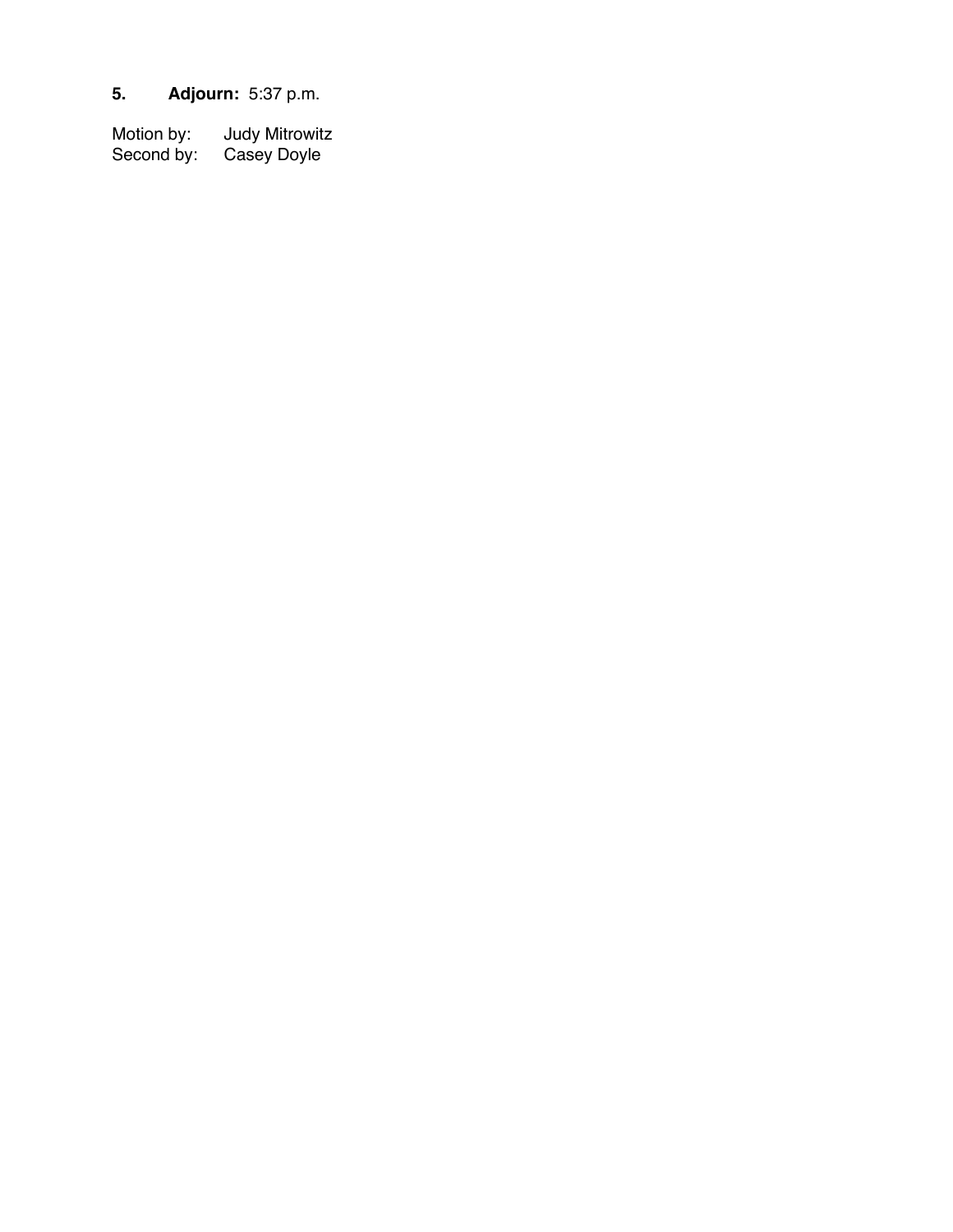**5. Adjourn:** 5:37 p.m.

Motion by: Judy Mitrowitz
Second by: Casey Doyle